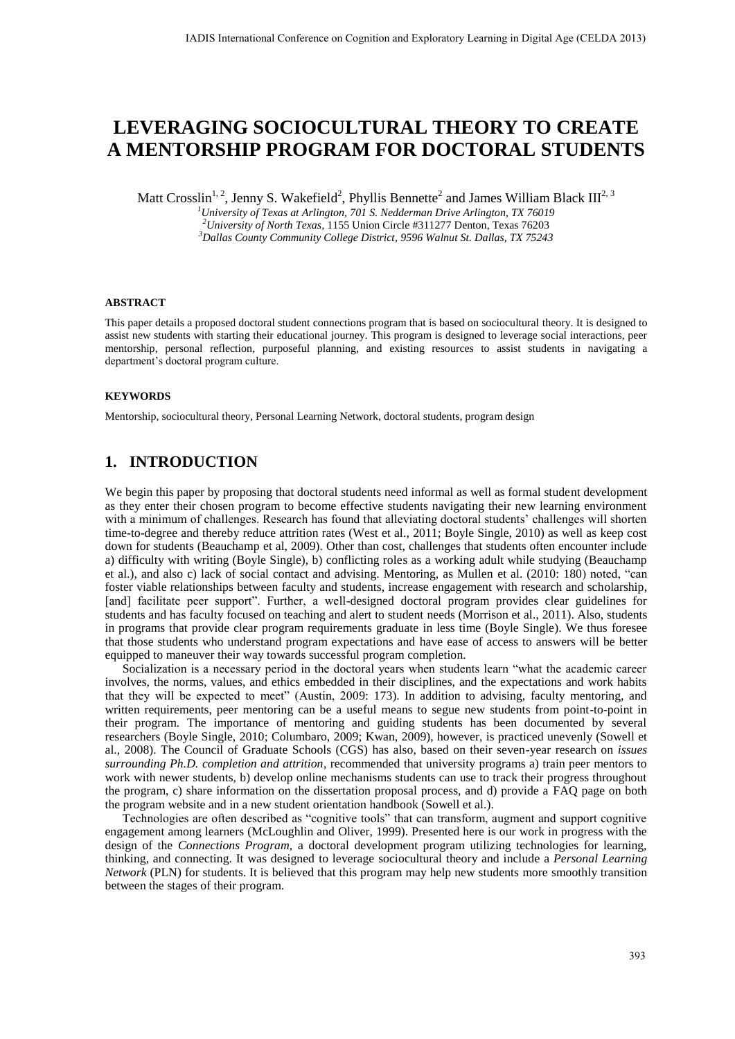# LEVERAGING SOCIOCULTURAL THEORY TO CREATE A MENTORSHIP PROGRAM FOR DOCTORAL STUDENTS

Matt Crosslin[1, 2], Jenny S. Wakefield[2], Phyllis Bennette[2] and James William Black III[2, 3]

[1]*University of Texas at Arlington, 701 S. Nedderman Drive Arlington, TX 76019*
[2]*University of North Texas*, 1155 Union Circle #311277 Denton, Texas 76203
[3]*Dallas County Community College District, 9596 Walnut St. Dallas, TX 75243*

#### ABSTRACT

This paper details a proposed doctoral student connections program that is based on sociocultural theory. It is designed to assist new students with starting their educational journey. This program is designed to leverage social interactions, peer mentorship, personal reflection, purposeful planning, and existing resources to assist students in navigating a department's doctoral program culture.

#### KEYWORDS

Mentorship, sociocultural theory, Personal Learning Network, doctoral students, program design

## 1. INTRODUCTION

We begin this paper by proposing that doctoral students need informal as well as formal student development as they enter their chosen program to become effective students navigating their new learning environment with a minimum of challenges. Research has found that alleviating doctoral students' challenges will shorten time-to-degree and thereby reduce attrition rates (West et al., 2011; Boyle Single, 2010) as well as keep cost down for students (Beauchamp et al, 2009). Other than cost, challenges that students often encounter include a) difficulty with writing (Boyle Single), b) conflicting roles as a working adult while studying (Beauchamp et al.), and also c) lack of social contact and advising. Mentoring, as Mullen et al. (2010: 180) noted, "can foster viable relationships between faculty and students, increase engagement with research and scholarship, [and] facilitate peer support". Further, a well-designed doctoral program provides clear guidelines for students and has faculty focused on teaching and alert to student needs (Morrison et al., 2011). Also, students in programs that provide clear program requirements graduate in less time (Boyle Single). We thus foresee that those students who understand program expectations and have ease of access to answers will be better equipped to maneuver their way towards successful program completion.

Socialization is a necessary period in the doctoral years when students learn "what the academic career involves, the norms, values, and ethics embedded in their disciplines, and the expectations and work habits that they will be expected to meet" (Austin, 2009: 173). In addition to advising, faculty mentoring, and written requirements, peer mentoring can be a useful means to segue new students from point-to-point in their program. The importance of mentoring and guiding students has been documented by several researchers (Boyle Single, 2010; Columbaro, 2009; Kwan, 2009), however, is practiced unevenly (Sowell et al., 2008). The Council of Graduate Schools (CGS) has also, based on their seven-year research on *issues surrounding Ph.D. completion and attrition*, recommended that university programs a) train peer mentors to work with newer students, b) develop online mechanisms students can use to track their progress throughout the program, c) share information on the dissertation proposal process, and d) provide a FAQ page on both the program website and in a new student orientation handbook (Sowell et al.).

Technologies are often described as "cognitive tools" that can transform, augment and support cognitive engagement among learners (McLoughlin and Oliver, 1999). Presented here is our work in progress with the design of the *Connections Program*, a doctoral development program utilizing technologies for learning, thinking, and connecting. It was designed to leverage sociocultural theory and include a *Personal Learning Network* (PLN) for students. It is believed that this program may help new students more smoothly transition between the stages of their program.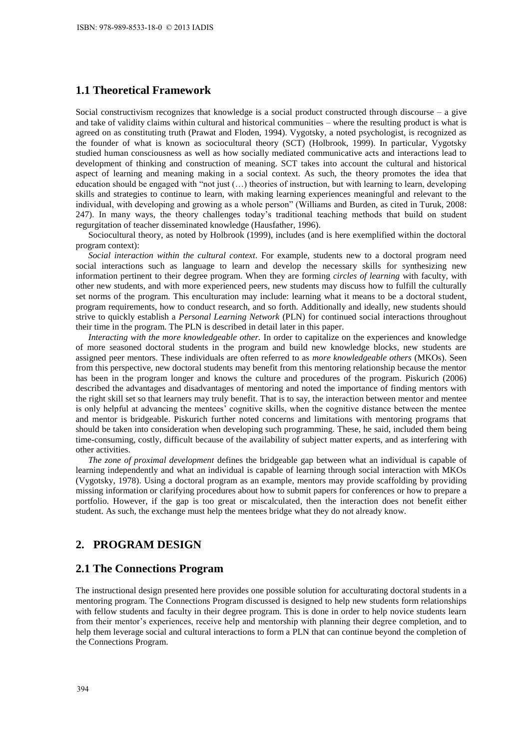## 1.1 Theoretical Framework

Social constructivism recognizes that knowledge is a social product constructed through discourse – a give and take of validity claims within cultural and historical communities – where the resulting product is what is agreed on as constituting truth (Prawat and Floden, 1994). Vygotsky, a noted psychologist, is recognized as the founder of what is known as sociocultural theory (SCT) (Holbrook, 1999). In particular, Vygotsky studied human consciousness as well as how socially mediated communicative acts and interactions lead to development of thinking and construction of meaning. SCT takes into account the cultural and historical aspect of learning and meaning making in a social context. As such, the theory promotes the idea that education should be engaged with "not just (…) theories of instruction, but with learning to learn, developing skills and strategies to continue to learn, with making learning experiences meaningful and relevant to the individual, with developing and growing as a whole person" (Williams and Burden, as cited in Turuk, 2008: 247). In many ways, the theory challenges today's traditional teaching methods that build on student regurgitation of teacher disseminated knowledge (Hausfather, 1996).

Sociocultural theory, as noted by Holbrook (1999), includes (and is here exemplified within the doctoral program context):

*Social interaction within the cultural context*. For example, students new to a doctoral program need social interactions such as language to learn and develop the necessary skills for synthesizing new information pertinent to their degree program. When they are forming *circles of learning* with faculty, with other new students, and with more experienced peers, new students may discuss how to fulfill the culturally set norms of the program. This enculturation may include: learning what it means to be a doctoral student, program requirements, how to conduct research, and so forth. Additionally and ideally, new students should strive to quickly establish a *Personal Learning Network* (PLN) for continued social interactions throughout their time in the program. The PLN is described in detail later in this paper.

*Interacting with the more knowledgeable other.* In order to capitalize on the experiences and knowledge of more seasoned doctoral students in the program and build new knowledge blocks, new students are assigned peer mentors. These individuals are often referred to as *more knowledgeable others* (MKOs). Seen from this perspective, new doctoral students may benefit from this mentoring relationship because the mentor has been in the program longer and knows the culture and procedures of the program. Piskurich (2006) described the advantages and disadvantages of mentoring and noted the importance of finding mentors with the right skill set so that learners may truly benefit. That is to say, the interaction between mentor and mentee is only helpful at advancing the mentees' cognitive skills, when the cognitive distance between the mentee and mentor is bridgeable. Piskurich further noted concerns and limitations with mentoring programs that should be taken into consideration when developing such programming. These, he said, included them being time-consuming, costly, difficult because of the availability of subject matter experts, and as interfering with other activities.

*The zone of proximal development* defines the bridgeable gap between what an individual is capable of learning independently and what an individual is capable of learning through social interaction with MKOs (Vygotsky, 1978). Using a doctoral program as an example, mentors may provide scaffolding by providing missing information or clarifying procedures about how to submit papers for conferences or how to prepare a portfolio. However, if the gap is too great or miscalculated, then the interaction does not benefit either student. As such, the exchange must help the mentees bridge what they do not already know.

# 2. PROGRAM DESIGN

## 2.1 The Connections Program

The instructional design presented here provides one possible solution for acculturating doctoral students in a mentoring program. The Connections Program discussed is designed to help new students form relationships with fellow students and faculty in their degree program. This is done in order to help novice students learn from their mentor's experiences, receive help and mentorship with planning their degree completion, and to help them leverage social and cultural interactions to form a PLN that can continue beyond the completion of the Connections Program.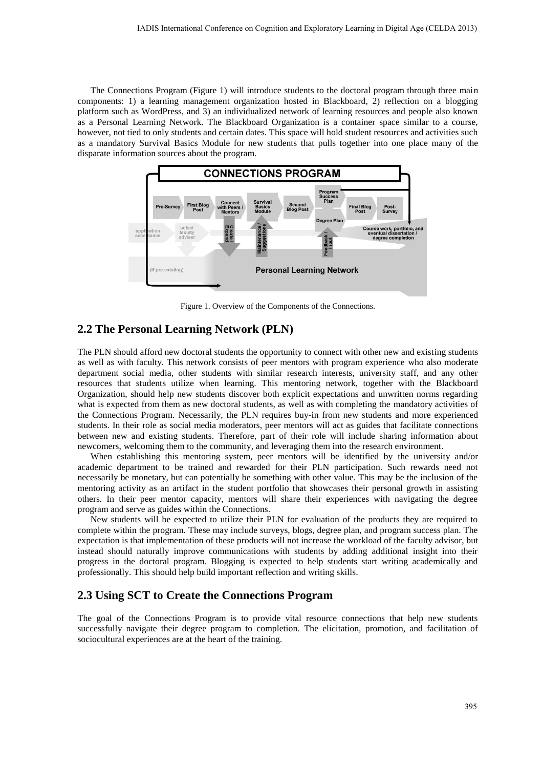The Connections Program (Figure 1) will introduce students to the doctoral program through three main components: 1) a learning management organization hosted in Blackboard, 2) reflection on a blogging platform such as WordPress, and 3) an individualized network of learning resources and people also known as a Personal Learning Network. The Blackboard Organization is a container space similar to a course, however, not tied to only students and certain dates. This space will hold student resources and activities such as a mandatory Survival Basics Module for new students that pulls together into one place many of the disparate information sources about the program.

Figure 1. Overview of the Components of the Connections.

## 2.2 The Personal Learning Network (PLN)

The PLN should afford new doctoral students the opportunity to connect with other new and existing students as well as with faculty. This network consists of peer mentors with program experience who also moderate department social media, other students with similar research interests, university staff, and any other resources that students utilize when learning. This mentoring network, together with the Blackboard Organization, should help new students discover both explicit expectations and unwritten norms regarding what is expected from them as new doctoral students, as well as with completing the mandatory activities of the Connections Program. Necessarily, the PLN requires buy-in from new students and more experienced students. In their role as social media moderators, peer mentors will act as guides that facilitate connections between new and existing students. Therefore, part of their role will include sharing information about newcomers, welcoming them to the community, and leveraging them into the research environment.

When establishing this mentoring system, peer mentors will be identified by the university and/or academic department to be trained and rewarded for their PLN participation. Such rewards need not necessarily be monetary, but can potentially be something with other value. This may be the inclusion of the mentoring activity as an artifact in the student portfolio that showcases their personal growth in assisting others. In their peer mentor capacity, mentors will share their experiences with navigating the degree program and serve as guides within the Connections.

New students will be expected to utilize their PLN for evaluation of the products they are required to complete within the program. These may include surveys, blogs, degree plan, and program success plan. The expectation is that implementation of these products will not increase the workload of the faculty advisor, but instead should naturally improve communications with students by adding additional insight into their progress in the doctoral program. Blogging is expected to help students start writing academically and professionally. This should help build important reflection and writing skills.

## 2.3 Using SCT to Create the Connections Program

The goal of the Connections Program is to provide vital resource connections that help new students successfully navigate their degree program to completion. The elicitation, promotion, and facilitation of sociocultural experiences are at the heart of the training.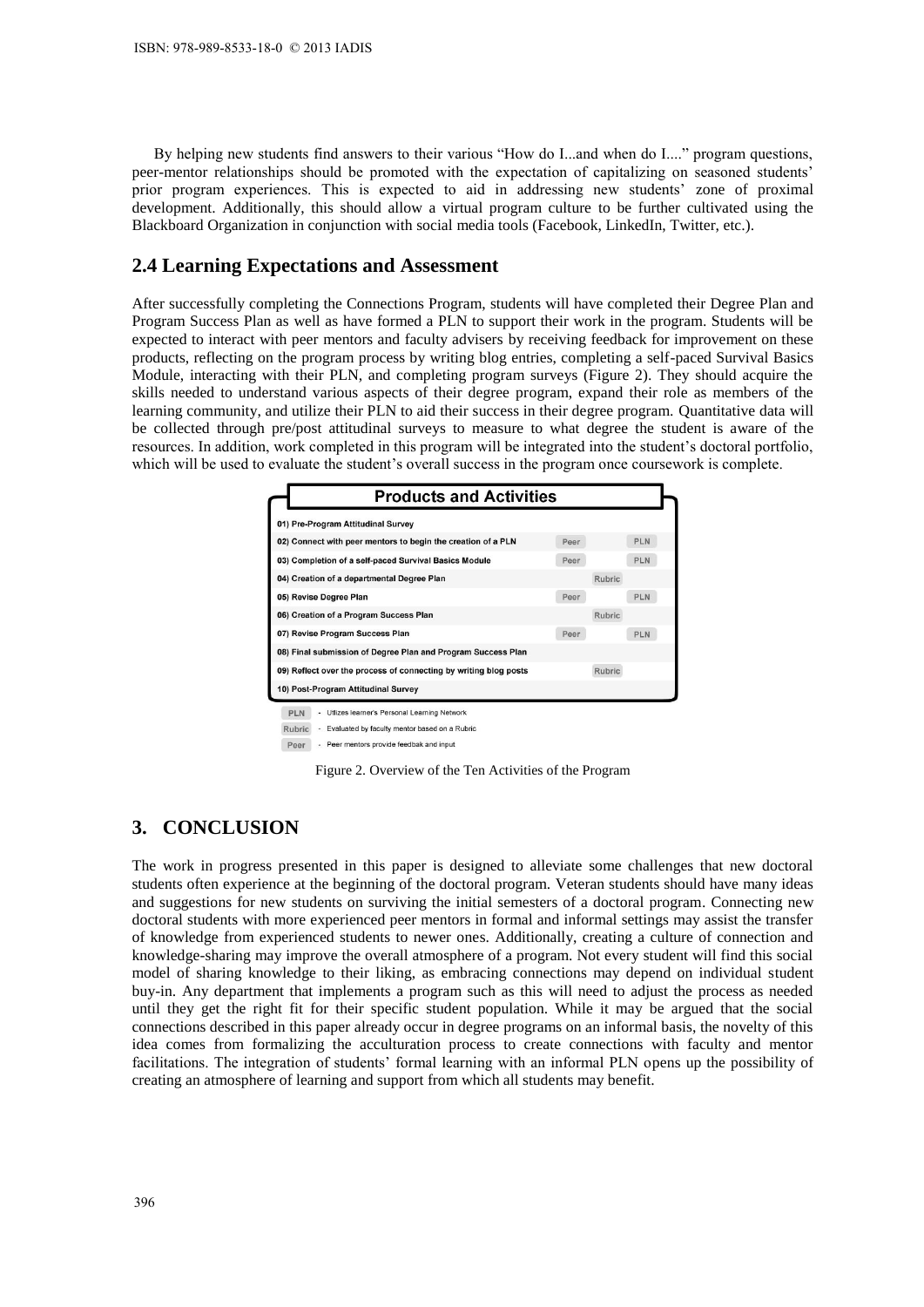By helping new students find answers to their various "How do I...and when do I...." program questions, peer-mentor relationships should be promoted with the expectation of capitalizing on seasoned students' prior program experiences. This is expected to aid in addressing new students' zone of proximal development. Additionally, this should allow a virtual program culture to be further cultivated using the Blackboard Organization in conjunction with social media tools (Facebook, LinkedIn, Twitter, etc.).

## 2.4 Learning Expectations and Assessment

After successfully completing the Connections Program, students will have completed their Degree Plan and Program Success Plan as well as have formed a PLN to support their work in the program. Students will be expected to interact with peer mentors and faculty advisers by receiving feedback for improvement on these products, reflecting on the program process by writing blog entries, completing a self-paced Survival Basics Module, interacting with their PLN, and completing program surveys (Figure 2). They should acquire the skills needed to understand various aspects of their degree program, expand their role as members of the learning community, and utilize their PLN to aid their success in their degree program. Quantitative data will be collected through pre/post attitudinal surveys to measure to what degree the student is aware of the resources. In addition, work completed in this program will be integrated into the student's doctoral portfolio, which will be used to evaluate the student's overall success in the program once coursework is complete.

| Products and Activities | | | |
|---|---|---|---|
| 01) Pre-Program Attitudinal Survey | | | |
| 02) Connect with peer mentors to begin the creation of a PLN | Peer | | PLN |
| 03) Completion of a self-paced Survival Basics Module | Peer | | PLN |
| 04) Creation of a departmental Degree Plan | | Rubric | |
| 05) Revise Degree Plan | Peer | | PLN |
| 06) Creation of a Program Success Plan | | Rubric | |
| 07) Revise Program Success Plan | Peer | | PLN |
| 08) Final submission of Degree Plan and Program Success Plan | | | |
| 09) Reflect over the process of connecting by writing blog posts | | Rubric | |
| 10) Post-Program Attitudinal Survey | | | |

PLN - Utilizes learner's Personal Learning Network

Rubric - Evaluated by faculty mentor based on a Rubric

Peer - Peer mentors provide feedbak and input

Figure 2. Overview of the Ten Activities of the Program

# 3. CONCLUSION

The work in progress presented in this paper is designed to alleviate some challenges that new doctoral students often experience at the beginning of the doctoral program. Veteran students should have many ideas and suggestions for new students on surviving the initial semesters of a doctoral program. Connecting new doctoral students with more experienced peer mentors in formal and informal settings may assist the transfer of knowledge from experienced students to newer ones. Additionally, creating a culture of connection and knowledge-sharing may improve the overall atmosphere of a program. Not every student will find this social model of sharing knowledge to their liking, as embracing connections may depend on individual student buy-in. Any department that implements a program such as this will need to adjust the process as needed until they get the right fit for their specific student population. While it may be argued that the social connections described in this paper already occur in degree programs on an informal basis, the novelty of this idea comes from formalizing the acculturation process to create connections with faculty and mentor facilitations. The integration of students' formal learning with an informal PLN opens up the possibility of creating an atmosphere of learning and support from which all students may benefit.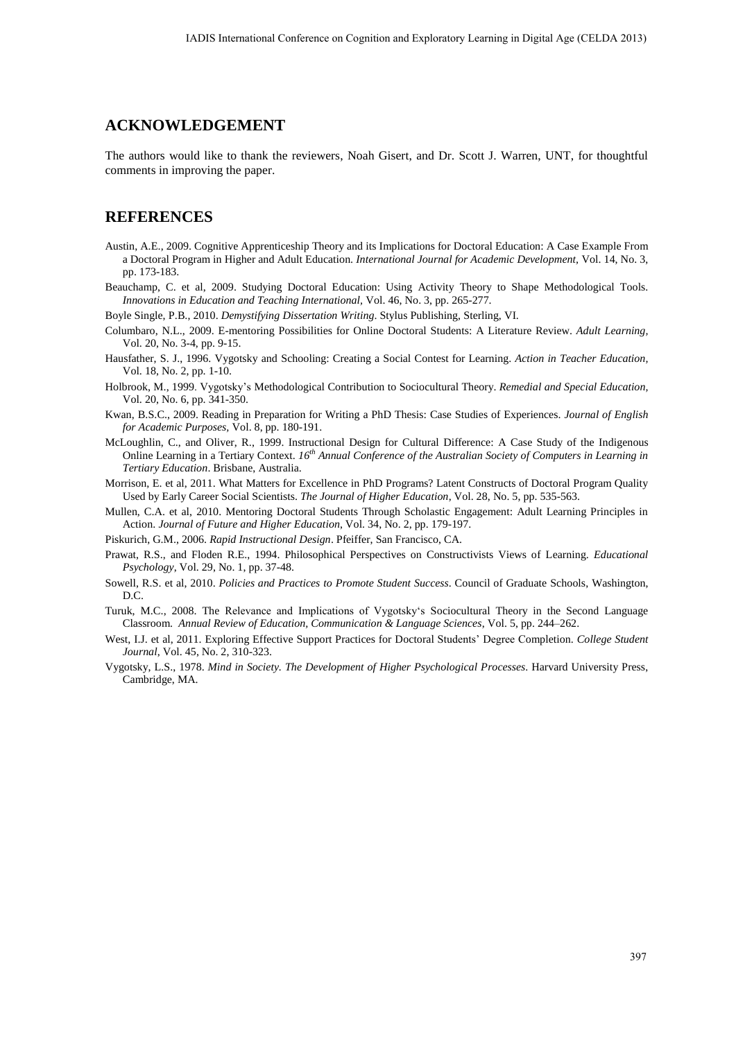## ACKNOWLEDGEMENT

The authors would like to thank the reviewers, Noah Gisert, and Dr. Scott J. Warren, UNT, for thoughtful comments in improving the paper.

## REFERENCES

Austin, A.E., 2009. Cognitive Apprenticeship Theory and its Implications for Doctoral Education: A Case Example From a Doctoral Program in Higher and Adult Education. *International Journal for Academic Development*, Vol. 14, No. 3, pp. 173-183.

Beauchamp, C. et al, 2009. Studying Doctoral Education: Using Activity Theory to Shape Methodological Tools. *Innovations in Education and Teaching International*, Vol. 46, No. 3, pp. 265-277.

Boyle Single, P.B., 2010. *Demystifying Dissertation Writing*. Stylus Publishing, Sterling, VI.

Columbaro, N.L., 2009. E-mentoring Possibilities for Online Doctoral Students: A Literature Review. *Adult Learning*, Vol. 20, No. 3-4, pp. 9-15.

Hausfather, S. J., 1996. Vygotsky and Schooling: Creating a Social Contest for Learning. *Action in Teacher Education*, Vol. 18, No. 2, pp. 1-10.

Holbrook, M., 1999. Vygotsky's Methodological Contribution to Sociocultural Theory. *Remedial and Special Education*, Vol. 20, No. 6, pp. 341-350.

Kwan, B.S.C., 2009. Reading in Preparation for Writing a PhD Thesis: Case Studies of Experiences. *Journal of English for Academic Purposes*, Vol. 8, pp. 180-191.

McLoughlin, C., and Oliver, R., 1999. Instructional Design for Cultural Difference: A Case Study of the Indigenous Online Learning in a Tertiary Context. *16th Annual Conference of the Australian Society of Computers in Learning in Tertiary Education*. Brisbane, Australia.

Morrison, E. et al, 2011. What Matters for Excellence in PhD Programs? Latent Constructs of Doctoral Program Quality Used by Early Career Social Scientists. *The Journal of Higher Education*, Vol. 28, No. 5, pp. 535-563.

Mullen, C.A. et al, 2010. Mentoring Doctoral Students Through Scholastic Engagement: Adult Learning Principles in Action. *Journal of Future and Higher Education*, Vol. 34, No. 2, pp. 179-197.

Piskurich, G.M., 2006. *Rapid Instructional Design*. Pfeiffer, San Francisco, CA.

Prawat, R.S., and Floden R.E., 1994. Philosophical Perspectives on Constructivists Views of Learning. *Educational Psychology*, Vol. 29, No. 1, pp. 37-48.

Sowell, R.S. et al, 2010. *Policies and Practices to Promote Student Success*. Council of Graduate Schools, Washington, D.C.

Turuk, M.C., 2008. The Relevance and Implications of Vygotsky's Sociocultural Theory in the Second Language Classroom. *Annual Review of Education, Communication & Language Sciences*, Vol. 5, pp. 244–262.

West, I.J. et al, 2011. Exploring Effective Support Practices for Doctoral Students' Degree Completion. *College Student Journal*, Vol. 45, No. 2, 310-323.

Vygotsky, L.S., 1978. *Mind in Society. The Development of Higher Psychological Processes*. Harvard University Press, Cambridge, MA.